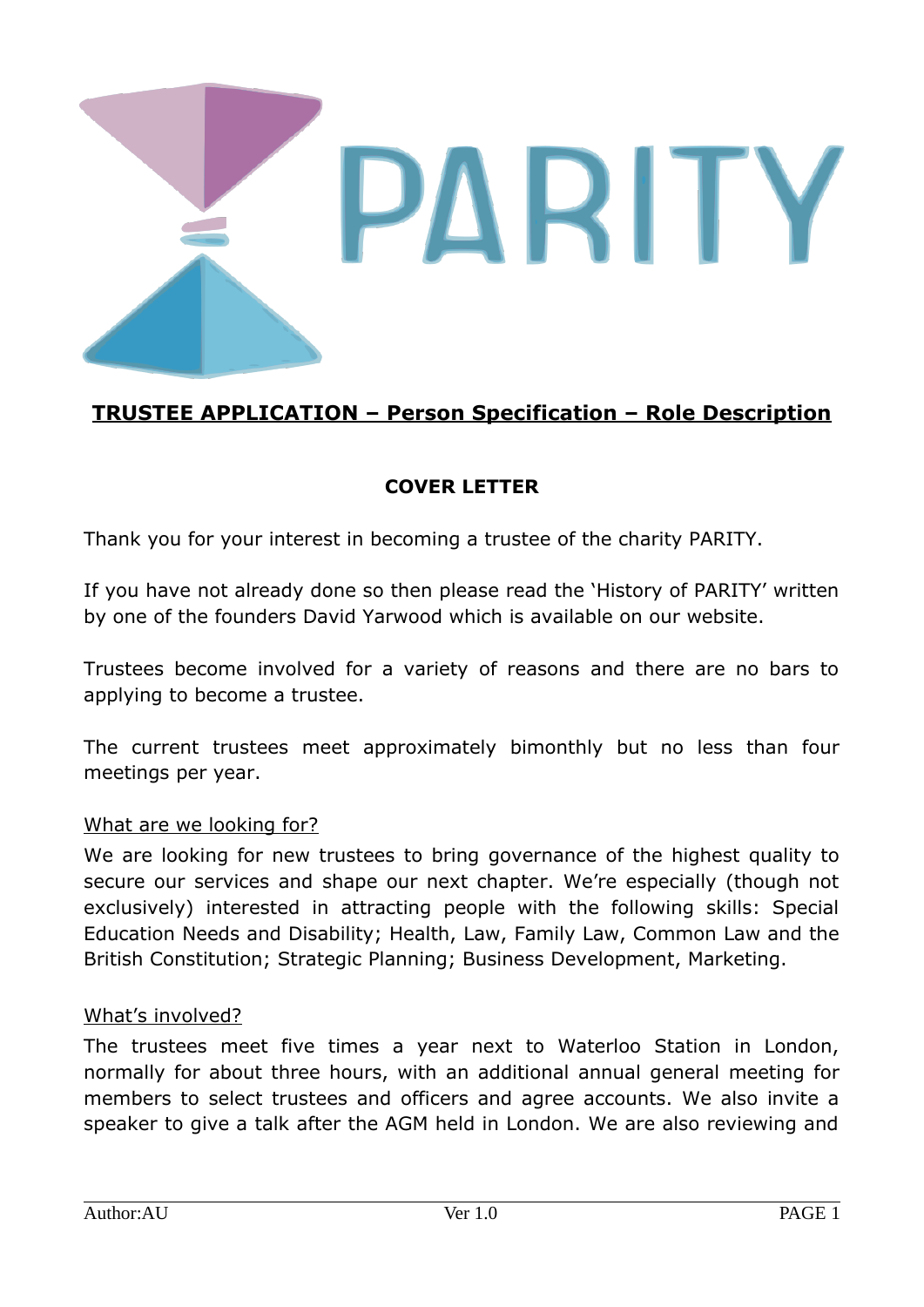# PARITY

## TRUSTEE APPLICATION – Person Specification – Role Description

### COVER LETTER

Thank you for your interest in becoming a trustee of the charity PARITY.

If you have not already done so then please read the 'History of PARITY' written by one of the founders David Yarwood which is available on our website.

Trustees become involved for a variety of reasons and there are no bars to applying to become a trustee.

The current trustees meet approximately bimonthly but no less than four meetings per year.

What are we looking for?

We are looking for new trustees to bring governance of the highest quality to secure our services and shape our next chapter. We're especially (though not exclusively) interested in attracting people with the following skills: Special Education Needs and Disability; Health, Law, Family Law, Common Law and the British Constitution; Strategic Planning; Business Development, Marketing.

What's involved?

The trustees meet five times a year next to Waterloo Station in London, normally for about three hours, with an additional annual general meeting for members to select trustees and officers and agree accounts. We also invite a speaker to give a talk after the AGM held in London. We are also reviewing and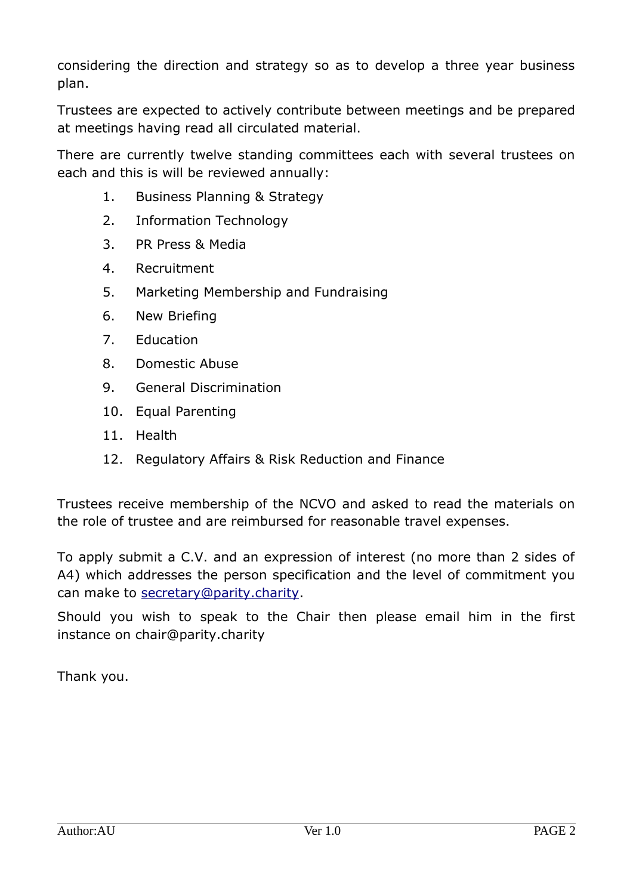considering the direction and strategy so as to develop a three year business plan.

Trustees are expected to actively contribute between meetings and be prepared at meetings having read all circulated material.

There are currently twelve standing committees each with several trustees on each and this is will be reviewed annually:

1. Business Planning & Strategy
2. Information Technology
3. PR Press & Media
4. Recruitment
5. Marketing Membership and Fundraising
6. New Briefing
7. Education
8. Domestic Abuse
9. General Discrimination
10. Equal Parenting
11. Health
12. Regulatory Affairs & Risk Reduction and Finance

Trustees receive membership of the NCVO and asked to read the materials on the role of trustee and are reimbursed for reasonable travel expenses.

To apply submit a C.V. and an expression of interest (no more than 2 sides of A4) which addresses the person specification and the level of commitment you can make to [secretary@parity.charity](mailto:secretary@parity.charity).

Should you wish to speak to the Chair then please email him in the first instance on chair@parity.charity

Thank you.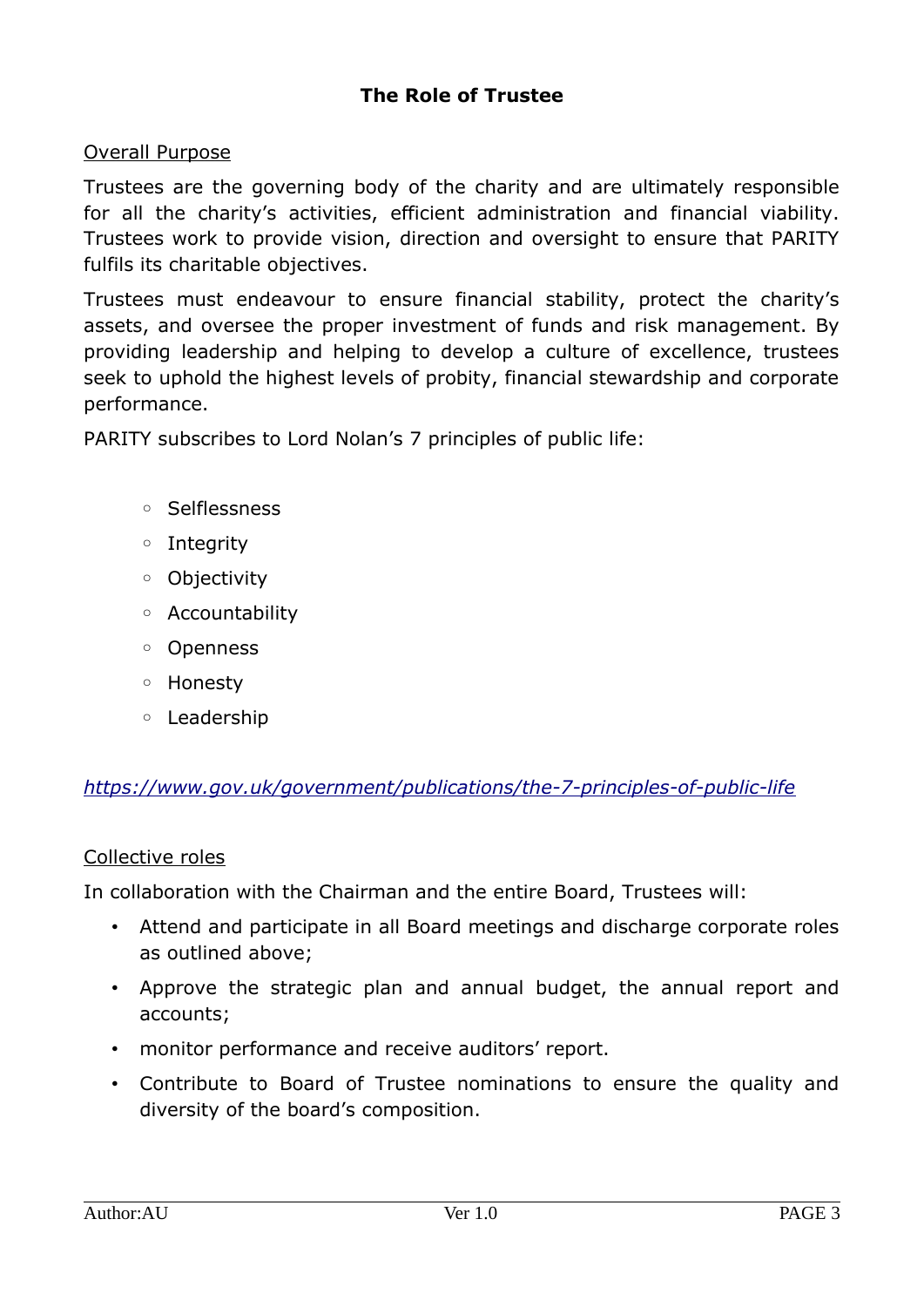# The Role of Trustee

Overall Purpose

Trustees are the governing body of the charity and are ultimately responsible for all the charity's activities, efficient administration and financial viability. Trustees work to provide vision, direction and oversight to ensure that PARITY fulfils its charitable objectives.

Trustees must endeavour to ensure financial stability, protect the charity's assets, and oversee the proper investment of funds and risk management. By providing leadership and helping to develop a culture of excellence, trustees seek to uphold the highest levels of probity, financial stewardship and corporate performance.

PARITY subscribes to Lord Nolan's 7 principles of public life:

- Selflessness
- Integrity
- Objectivity
- Accountability
- Openness
- Honesty
- Leadership

*https://www.gov.uk/government/publications/the-7-principles-of-public-life*

Collective roles

In collaboration with the Chairman and the entire Board, Trustees will:

- Attend and participate in all Board meetings and discharge corporate roles as outlined above;
- Approve the strategic plan and annual budget, the annual report and accounts;
- monitor performance and receive auditors' report.
- Contribute to Board of Trustee nominations to ensure the quality and diversity of the board's composition.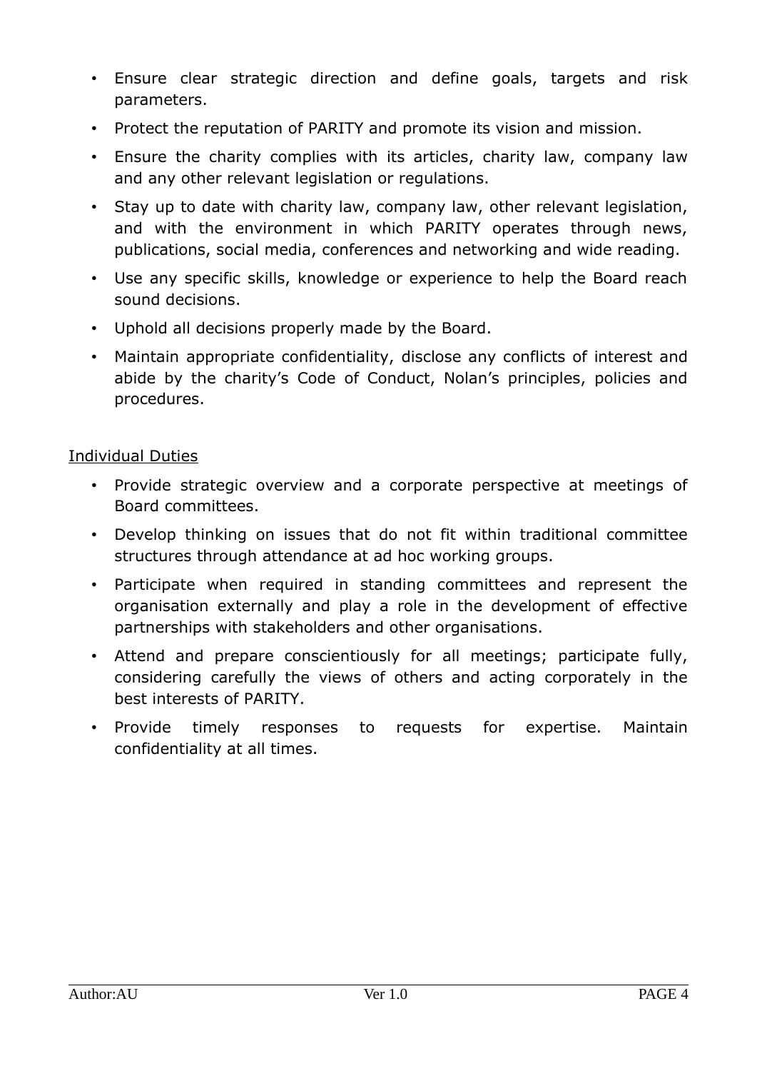- Ensure clear strategic direction and define goals, targets and risk parameters.
- Protect the reputation of PARITY and promote its vision and mission.
- Ensure the charity complies with its articles, charity law, company law and any other relevant legislation or regulations.
- Stay up to date with charity law, company law, other relevant legislation, and with the environment in which PARITY operates through news, publications, social media, conferences and networking and wide reading.
- Use any specific skills, knowledge or experience to help the Board reach sound decisions.
- Uphold all decisions properly made by the Board.
- Maintain appropriate confidentiality, disclose any conflicts of interest and abide by the charity's Code of Conduct, Nolan's principles, policies and procedures.

Individual Duties

- Provide strategic overview and a corporate perspective at meetings of Board committees.
- Develop thinking on issues that do not fit within traditional committee structures through attendance at ad hoc working groups.
- Participate when required in standing committees and represent the organisation externally and play a role in the development of effective partnerships with stakeholders and other organisations.
- Attend and prepare conscientiously for all meetings; participate fully, considering carefully the views of others and acting corporately in the best interests of PARITY.
- Provide timely responses to requests for expertise. Maintain confidentiality at all times.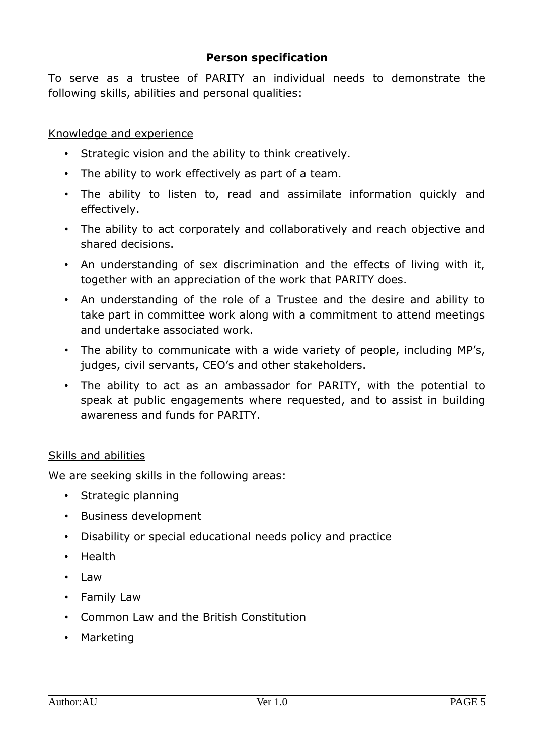## Person specification

To serve as a trustee of PARITY an individual needs to demonstrate the following skills, abilities and personal qualities:

### Knowledge and experience

- Strategic vision and the ability to think creatively.
- The ability to work effectively as part of a team.
- The ability to listen to, read and assimilate information quickly and effectively.
- The ability to act corporately and collaboratively and reach objective and shared decisions.
- An understanding of sex discrimination and the effects of living with it, together with an appreciation of the work that PARITY does.
- An understanding of the role of a Trustee and the desire and ability to take part in committee work along with a commitment to attend meetings and undertake associated work.
- The ability to communicate with a wide variety of people, including MP's, judges, civil servants, CEO's and other stakeholders.
- The ability to act as an ambassador for PARITY, with the potential to speak at public engagements where requested, and to assist in building awareness and funds for PARITY.

### Skills and abilities

We are seeking skills in the following areas:

- Strategic planning
- Business development
- Disability or special educational needs policy and practice
- Health
- Law
- Family Law
- Common Law and the British Constitution
- Marketing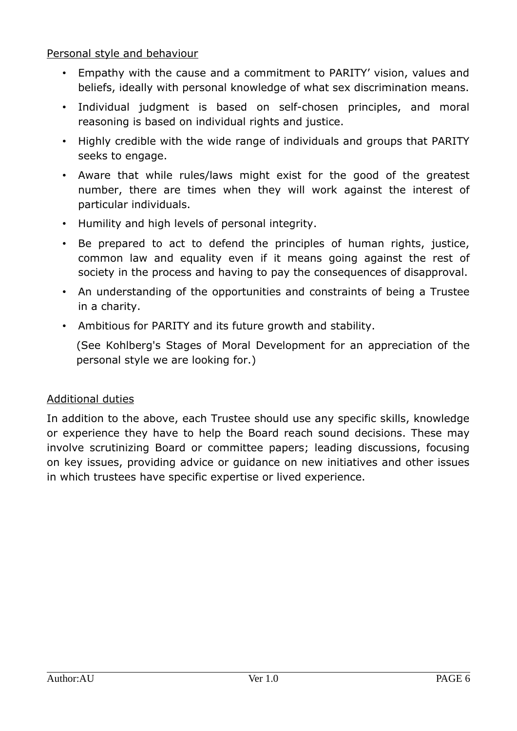Personal style and behaviour

- Empathy with the cause and a commitment to PARITY' vision, values and beliefs, ideally with personal knowledge of what sex discrimination means.
- Individual judgment is based on self-chosen principles, and moral reasoning is based on individual rights and justice.
- Highly credible with the wide range of individuals and groups that PARITY seeks to engage.
- Aware that while rules/laws might exist for the good of the greatest number, there are times when they will work against the interest of particular individuals.
- Humility and high levels of personal integrity.
- Be prepared to act to defend the principles of human rights, justice, common law and equality even if it means going against the rest of society in the process and having to pay the consequences of disapproval.
- An understanding of the opportunities and constraints of being a Trustee in a charity.
- Ambitious for PARITY and its future growth and stability.

  (See Kohlberg's Stages of Moral Development for an appreciation of the personal style we are looking for.)

Additional duties

In addition to the above, each Trustee should use any specific skills, knowledge or experience they have to help the Board reach sound decisions. These may involve scrutinizing Board or committee papers; leading discussions, focusing on key issues, providing advice or guidance on new initiatives and other issues in which trustees have specific expertise or lived experience.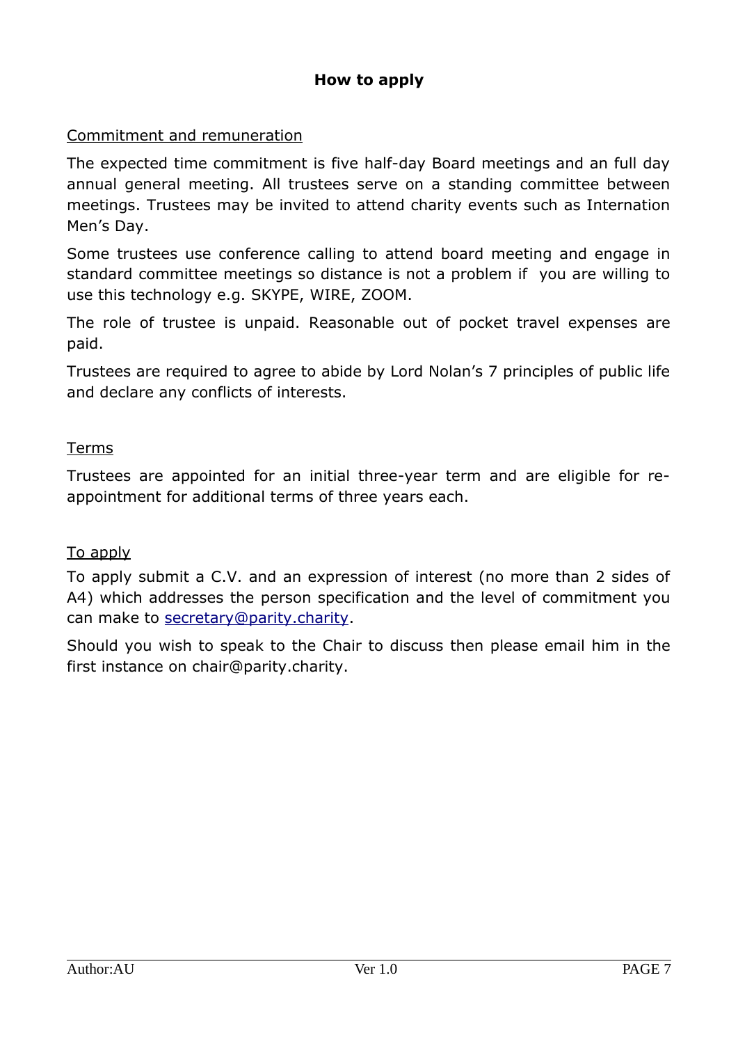## How to apply

Commitment and remuneration

The expected time commitment is five half-day Board meetings and an full day annual general meeting. All trustees serve on a standing committee between meetings. Trustees may be invited to attend charity events such as Internation Men's Day.

Some trustees use conference calling to attend board meeting and engage in standard committee meetings so distance is not a problem if you are willing to use this technology e.g. SKYPE, WIRE, ZOOM.

The role of trustee is unpaid. Reasonable out of pocket travel expenses are paid.

Trustees are required to agree to abide by Lord Nolan's 7 principles of public life and declare any conflicts of interests.

Terms

Trustees are appointed for an initial three-year term and are eligible for re-appointment for additional terms of three years each.

To apply

To apply submit a C.V. and an expression of interest (no more than 2 sides of A4) which addresses the person specification and the level of commitment you can make to secretary@parity.charity.

Should you wish to speak to the Chair to discuss then please email him in the first instance on chair@parity.charity.